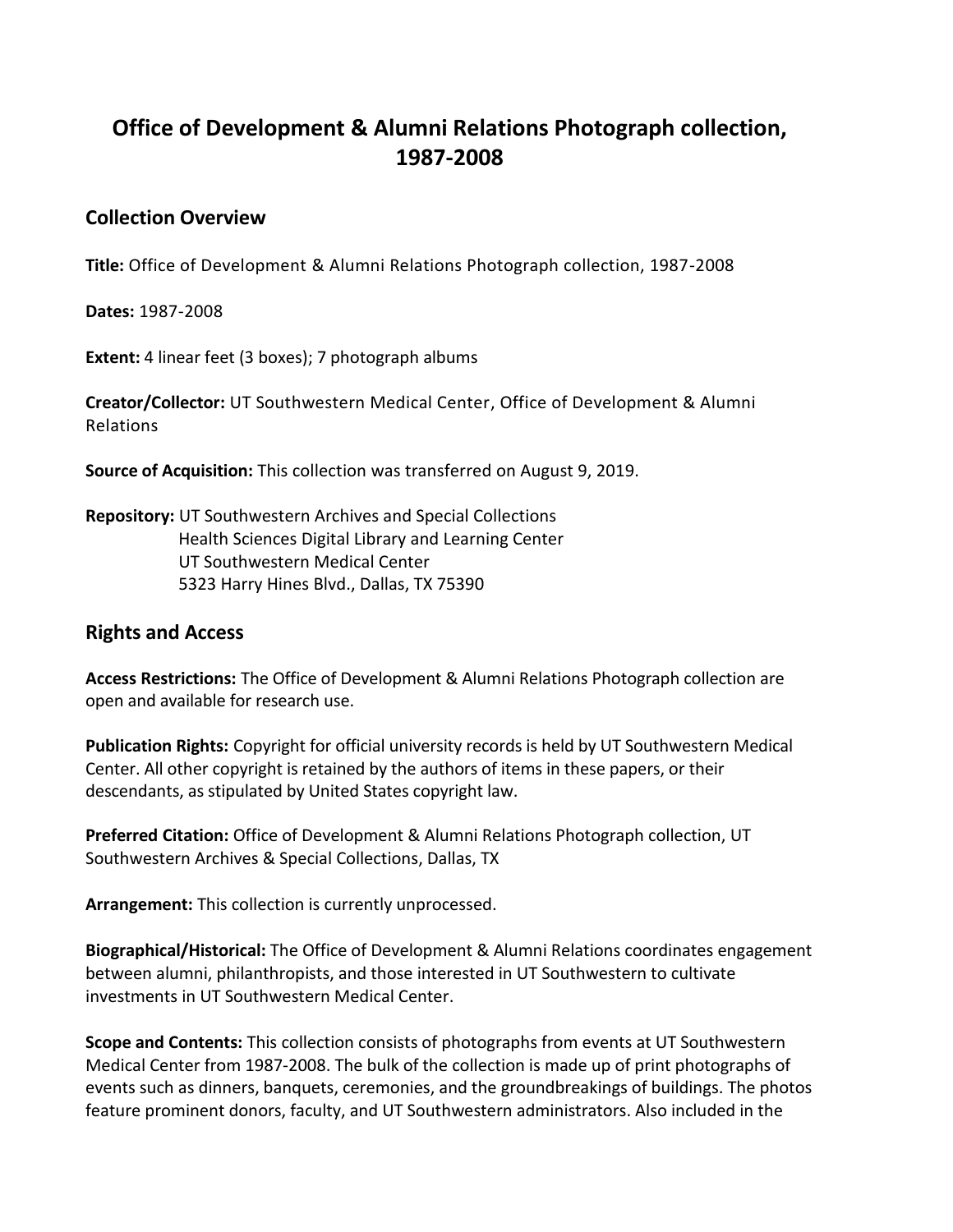# Office of Development & Alumni Relations Photograph collection, 1987-2008

## Collection Overview

**Title:** Office of Development & Alumni Relations Photograph collection, 1987-2008

**Dates:** 1987-2008

**Extent:** 4 linear feet (3 boxes); 7 photograph albums

**Creator/Collector:** UT Southwestern Medical Center, Office of Development & Alumni Relations

**Source of Acquisition:** This collection was transferred on August 9, 2019.

**Repository:** UT Southwestern Archives and Special Collections
Health Sciences Digital Library and Learning Center
UT Southwestern Medical Center
5323 Harry Hines Blvd., Dallas, TX 75390

## Rights and Access

**Access Restrictions:** The Office of Development & Alumni Relations Photograph collection are open and available for research use.

**Publication Rights:** Copyright for official university records is held by UT Southwestern Medical Center. All other copyright is retained by the authors of items in these papers, or their descendants, as stipulated by United States copyright law.

**Preferred Citation:** Office of Development & Alumni Relations Photograph collection, UT Southwestern Archives & Special Collections, Dallas, TX

**Arrangement:** This collection is currently unprocessed.

**Biographical/Historical:** The Office of Development & Alumni Relations coordinates engagement between alumni, philanthropists, and those interested in UT Southwestern to cultivate investments in UT Southwestern Medical Center.

**Scope and Contents:** This collection consists of photographs from events at UT Southwestern Medical Center from 1987-2008. The bulk of the collection is made up of print photographs of events such as dinners, banquets, ceremonies, and the groundbreakings of buildings. The photos feature prominent donors, faculty, and UT Southwestern administrators. Also included in the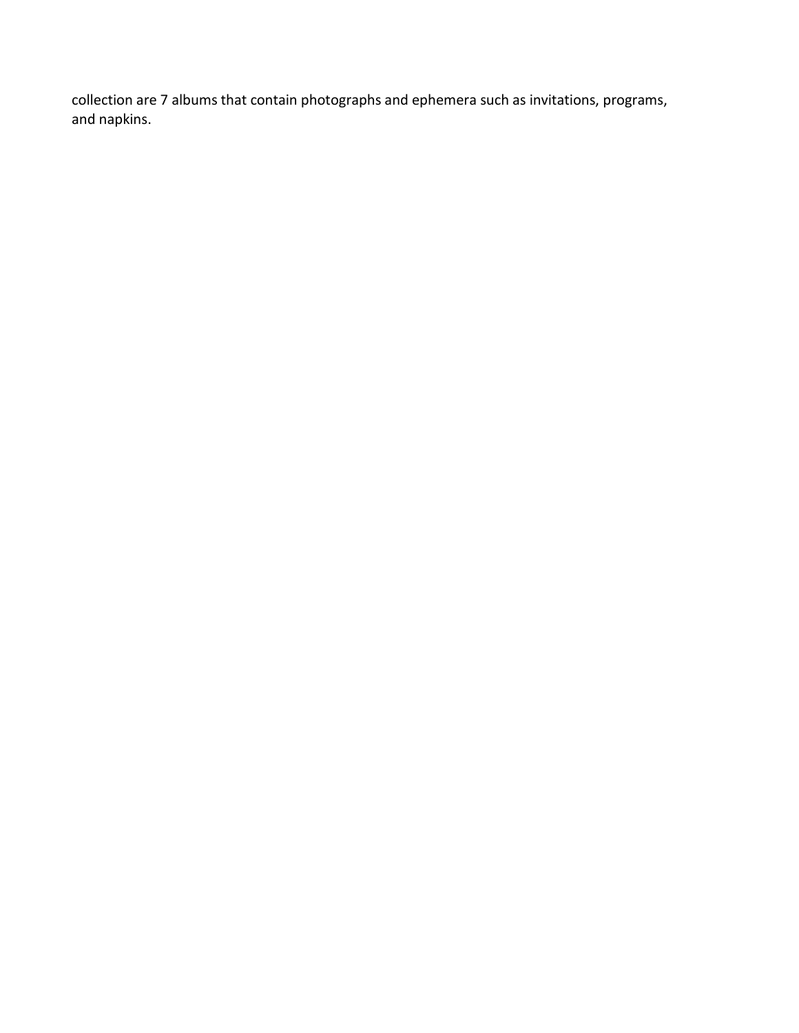collection are 7 albums that contain photographs and ephemera such as invitations, programs, and napkins.